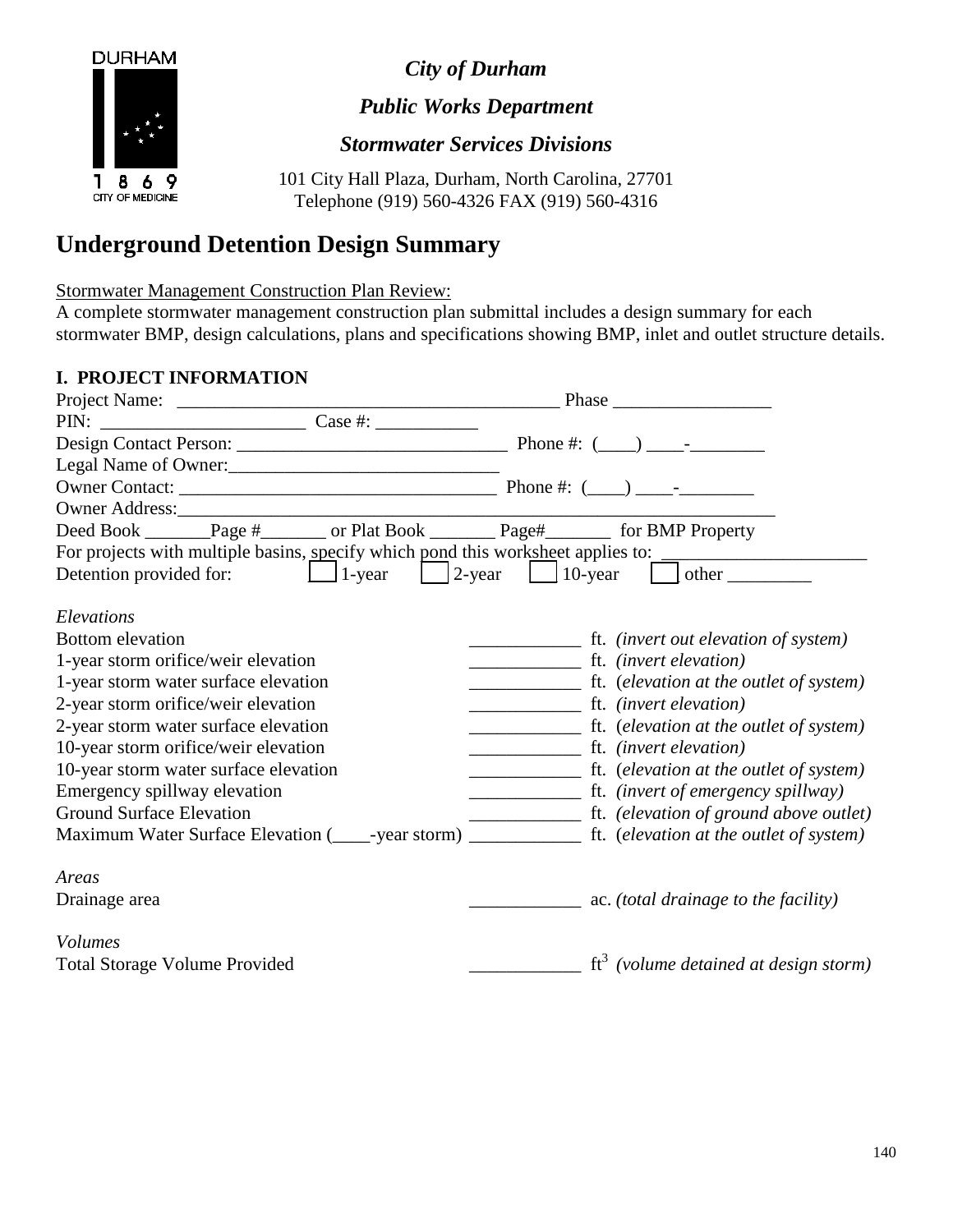DURHAM

1 8 6 9
CITY OF MEDICINE

***City of Durham***

***Public Works Department***

***Stormwater Services Divisions***

101 City Hall Plaza, Durham, North Carolina, 27701
Telephone (919) 560-4326 FAX (919) 560-4316

# Underground Detention Design Summary

Stormwater Management Construction Plan Review:
A complete stormwater management construction plan submittal includes a design summary for each stormwater BMP, design calculations, plans and specifications showing BMP, inlet and outlet structure details.

## I. PROJECT INFORMATION

Project Name: ________________________________________ Phase ________________

PIN: ______________________ Case #: ___________

Design Contact Person: _____________________________ Phone #: (____) ____-________

Legal Name of Owner:_____________________________

Owner Contact: _________________________________ Phone #: (____) ____-________

Owner Address:______________________________________________________________

Deed Book _______Page #_______ or Plat Book _______ Page#_______ for BMP Property

For projects with multiple basins, specify which pond this worksheet applies to: ______________________

Detention provided for: ☐ 1-year ☐ 2-year ☐ 10-year ☐ other _________

*Elevations*

| | | |
|---|---|---|
| Bottom elevation | ____________ ft. | *(invert out elevation of system)* |
| 1-year storm orifice/weir elevation | ____________ ft. | *(invert elevation)* |
| 1-year storm water surface elevation | ____________ ft. | *(elevation at the outlet of system)* |
| 2-year storm orifice/weir elevation | ____________ ft. | *(invert elevation)* |
| 2-year storm water surface elevation | ____________ ft. | *(elevation at the outlet of system)* |
| 10-year storm orifice/weir elevation | ____________ ft. | *(invert elevation)* |
| 10-year storm water surface elevation | ____________ ft. | *(elevation at the outlet of system)* |
| Emergency spillway elevation | ____________ ft. | *(invert of emergency spillway)* |
| Ground Surface Elevation | ____________ ft. | *(elevation of ground above outlet)* |
| Maximum Water Surface Elevation (____-year storm) | ____________ ft. | *(elevation at the outlet of system)* |

*Areas*

| | | |
|---|---|---|
| Drainage area | ____________ ac. | *(total drainage to the facility)* |

*Volumes*

| | | |
|---|---|---|
| Total Storage Volume Provided | ____________ $ft^3$ | *(volume detained at design storm)* |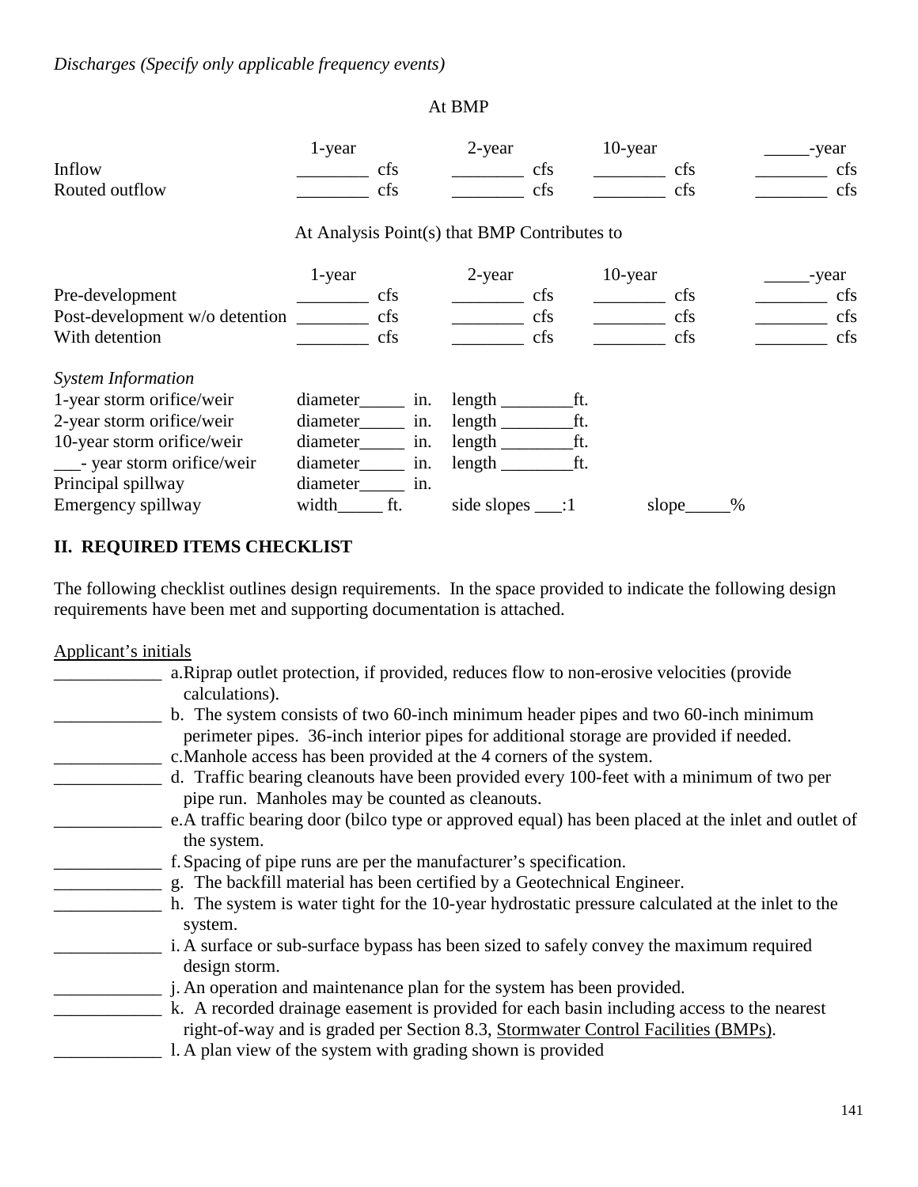*Discharges (Specify only applicable frequency events)*

At BMP

| | 1-year | 2-year | 10-year | _____-year |
|---|---|---|---|---|
| Inflow | ________ cfs | ________ cfs | ________ cfs | ________ cfs |
| Routed outflow | ________ cfs | ________ cfs | ________ cfs | ________ cfs |

At Analysis Point(s) that BMP Contributes to

| | 1-year | 2-year | 10-year | _____-year |
|---|---|---|---|---|
| Pre-development | ________ cfs | ________ cfs | ________ cfs | ________ cfs |
| Post-development w/o detention | ________ cfs | ________ cfs | ________ cfs | ________ cfs |
| With detention | ________ cfs | ________ cfs | ________ cfs | ________ cfs |

*System Information*

| | | | |
|---|---|---|---|
| 1-year storm orifice/weir | diameter_____ in. | length ________ft. | |
| 2-year storm orifice/weir | diameter_____ in. | length ________ft. | |
| 10-year storm orifice/weir | diameter_____ in. | length ________ft. | |
| ___- year storm orifice/weir | diameter_____ in. | length ________ft. | |
| Principal spillway | diameter_____ in. | | |
| Emergency spillway | width_____ ft. | side slopes ___:1 | slope_____% |

## II. REQUIRED ITEMS CHECKLIST

The following checklist outlines design requirements. In the space provided to indicate the following design requirements have been met and supporting documentation is attached.

Applicant's initials

____________ a. Riprap outlet protection, if provided, reduces flow to non-erosive velocities (provide calculations).

____________ b. The system consists of two 60-inch minimum header pipes and two 60-inch minimum perimeter pipes. 36-inch interior pipes for additional storage are provided if needed.

____________ c. Manhole access has been provided at the 4 corners of the system.

____________ d. Traffic bearing cleanouts have been provided every 100-feet with a minimum of two per pipe run. Manholes may be counted as cleanouts.

____________ e. A traffic bearing door (bilco type or approved equal) has been placed at the inlet and outlet of the system.

____________ f. Spacing of pipe runs are per the manufacturer's specification.

____________ g. The backfill material has been certified by a Geotechnical Engineer.

____________ h. The system is water tight for the 10-year hydrostatic pressure calculated at the inlet to the system.

____________ i. A surface or sub-surface bypass has been sized to safely convey the maximum required design storm.

____________ j. An operation and maintenance plan for the system has been provided.

____________ k. A recorded drainage easement is provided for each basin including access to the nearest right-of-way and is graded per Section 8.3, Stormwater Control Facilities (BMPs).

____________ l. A plan view of the system with grading shown is provided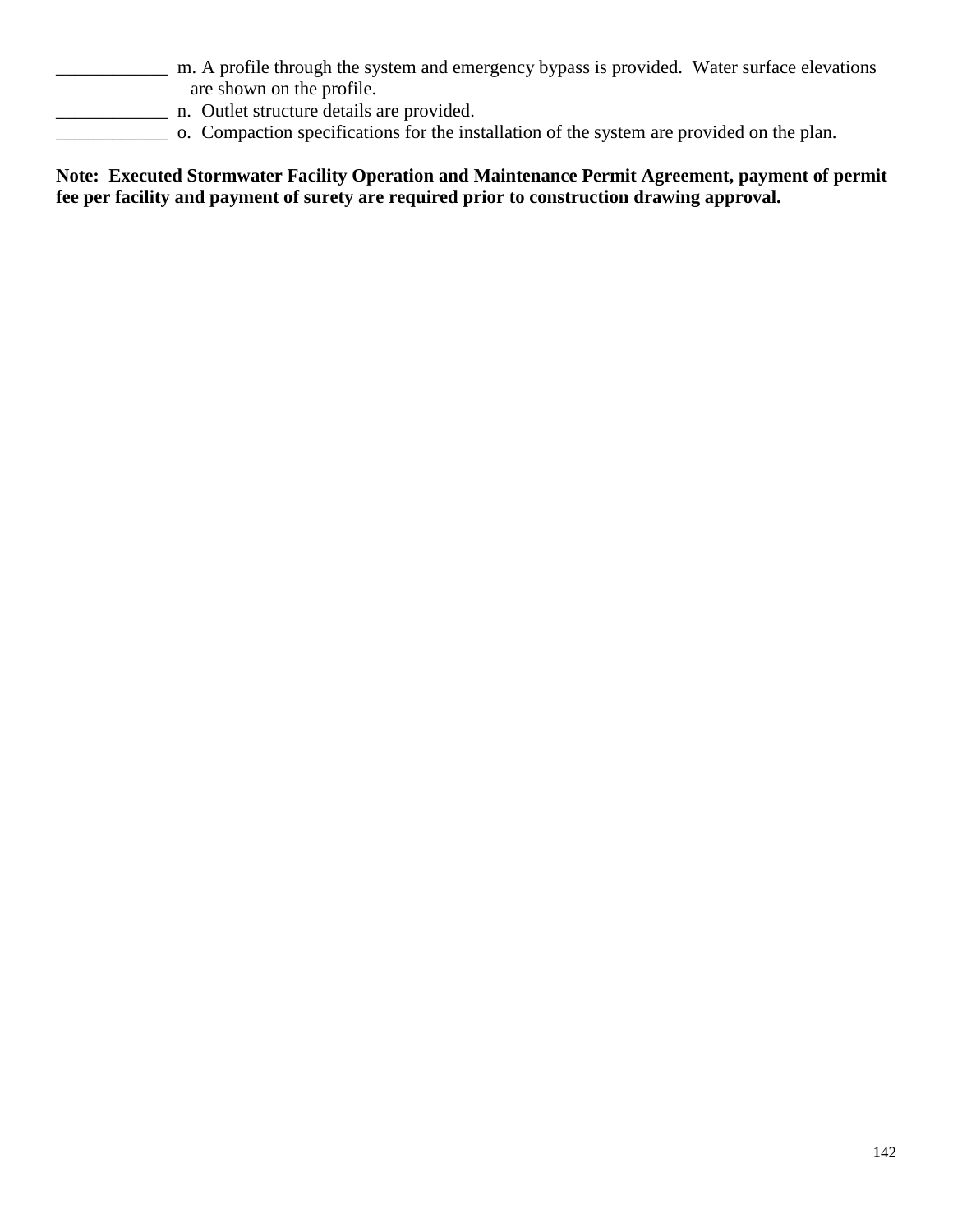____________ m. A profile through the system and emergency bypass is provided. Water surface elevations are shown on the profile.

____________ n. Outlet structure details are provided.

____________ o. Compaction specifications for the installation of the system are provided on the plan.

**Note: Executed Stormwater Facility Operation and Maintenance Permit Agreement, payment of permit fee per facility and payment of surety are required prior to construction drawing approval.**